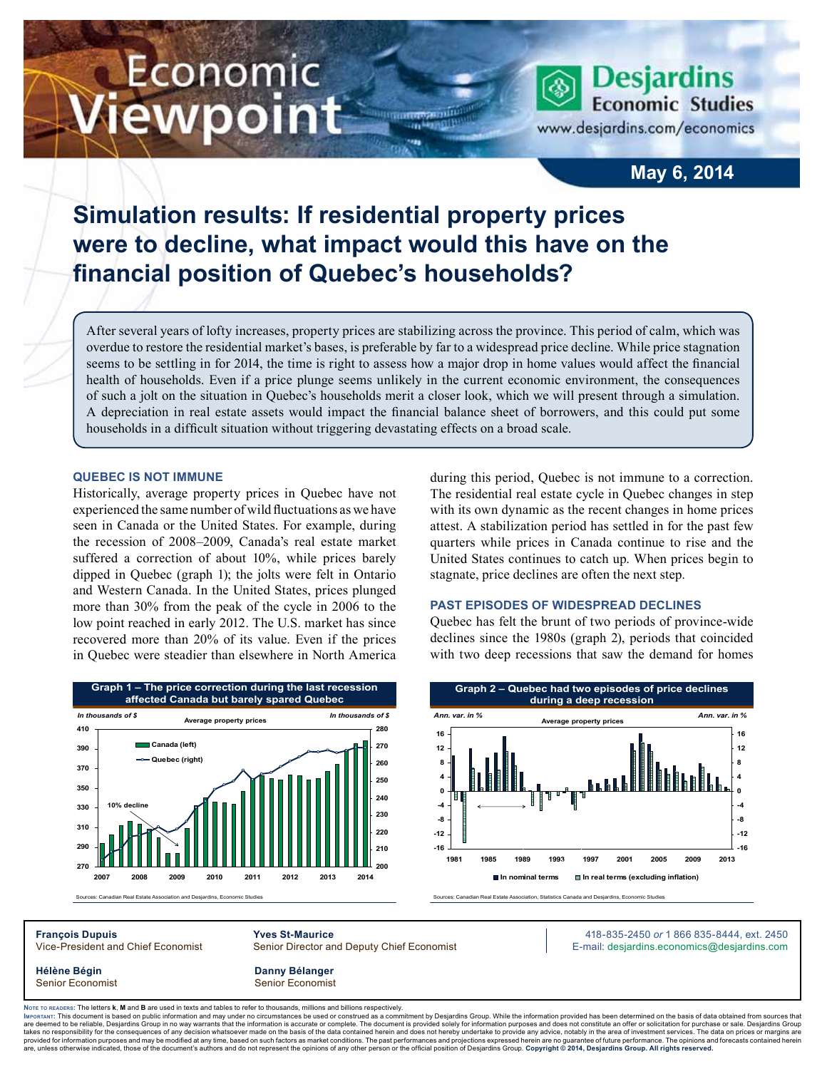# Economic Viewpoint

Desjardins Economic Studies
www.desjardins.com/economics

May 6, 2014

## Simulation results: If residential property prices were to decline, what impact would this have on the financial position of Quebec's households?

After several years of lofty increases, property prices are stabilizing across the province. This period of calm, which was overdue to restore the residential market's bases, is preferable by far to a widespread price decline. While price stagnation seems to be settling in for 2014, the time is right to assess how a major drop in home values would affect the financial health of households. Even if a price plunge seems unlikely in the current economic environment, the consequences of such a jolt on the situation in Quebec's households merit a closer look, which we will present through a simulation. A depreciation in real estate assets would impact the financial balance sheet of borrowers, and this could put some households in a difficult situation without triggering devastating effects on a broad scale.

### QUEBEC IS NOT IMMUNE

Historically, average property prices in Quebec have not experienced the same number of wild fluctuations as we have seen in Canada or the United States. For example, during the recession of 2008–2009, Canada's real estate market suffered a correction of about 10%, while prices barely dipped in Quebec (graph 1); the jolts were felt in Ontario and Western Canada. In the United States, prices plunged more than 30% from the peak of the cycle in 2006 to the low point reached in early 2012. The U.S. market has since recovered more than 20% of its value. Even if the prices in Quebec were steadier than elsewhere in North America during this period, Quebec is not immune to a correction. The residential real estate cycle in Quebec changes in step with its own dynamic as the recent changes in home prices attest. A stabilization period has settled in for the past few quarters while prices in Canada continue to rise and the United States continues to catch up. When prices begin to stagnate, price declines are often the next step.

### PAST EPISODES OF WIDESPREAD DECLINES

Quebec has felt the brunt of two periods of province-wide declines since the 1980s (graph 2), periods that coincided with two deep recessions that saw the demand for homes

**Graph 1 – The price correction during the last recession affected Canada but barely spared Quebec**

Sources: Canadian Real Estate Association and Desjardins, Economic Studies

**Graph 2 – Quebec had two episodes of price declines during a deep recession**

Sources: Canadian Real Estate Association, Statistics Canada and Desjardins, Economic Studies

**François Dupuis**
Vice-President and Chief Economist

**Yves St-Maurice**
Senior Director and Deputy Chief Economist

418-835-2450 *or* 1 866 835-8444, ext. 2450
E-mail: desjardins.economics@desjardins.com

**Hélène Bégin**
Senior Economist

**Danny Bélanger**
Senior Economist

Note to readers: The letters **k**, **M** and **B** are used in texts and tables to refer to thousands, millions and billions respectively.

Important: This document is based on public information and may under no circumstances be used or construed as a commitment by Desjardins Group. While the information provided has been determined on the basis of data obtained from sources that are deemed to be reliable, Desjardins Group in no way warrants that the information is accurate or complete. The document is provided solely for information purposes and does not constitute an offer or solicitation for purchase or sale. Desjardins Group takes no responsibility for the consequences of any decision whatsoever made on the basis of the data contained herein and does not hereby undertake to provide any advice, notably in the area of investment services. The data on prices or margins are provided for information purposes and may be modified at any time, based on such factors as market conditions. The past performances and projections expressed herein are no guarantee of future performance. The opinions and forecasts contained herein are, unless otherwise indicated, those of the document's authors and do not represent the opinions of any other person or the official position of Desjardins Group. **Copyright © 2014, Desjardins Group. All rights reserved.**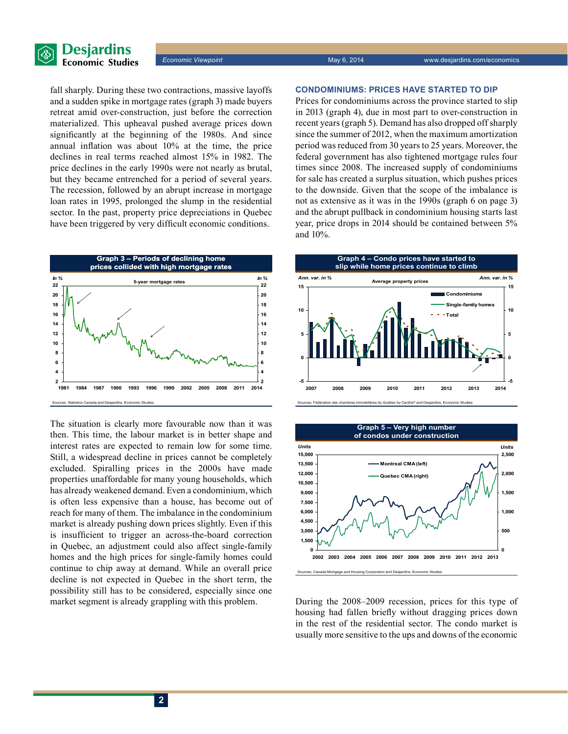fall sharply. During these two contractions, massive layoffs and a sudden spike in mortgage rates (graph 3) made buyers retreat amid over-construction, just before the correction materialized. This upheaval pushed average prices down significantly at the beginning of the 1980s. And since annual inflation was about 10% at the time, the price declines in real terms reached almost 15% in 1982. The price declines in the early 1990s were not nearly as brutal, but they became entrenched for a period of several years. The recession, followed by an abrupt increase in mortgage loan rates in 1995, prolonged the slump in the residential sector. In the past, property price depreciations in Quebec have been triggered by very difficult economic conditions.

**Graph 3 – Periods of declining home prices collided with high mortgage rates**

Sources: Statistics Canada and Desjardins, Economic Studies

The situation is clearly more favourable now than it was then. This time, the labour market is in better shape and interest rates are expected to remain low for some time. Still, a widespread decline in prices cannot be completely excluded. Spiralling prices in the 2000s have made properties unaffordable for many young households, which has already weakened demand. Even a condominium, which is often less expensive than a house, has become out of reach for many of them. The imbalance in the condominium market is already pushing down prices slightly. Even if this is insufficient to trigger an across-the-board correction in Quebec, an adjustment could also affect single-family homes and the high prices for single-family homes could continue to chip away at demand. While an overall price decline is not expected in Quebec in the short term, the possibility still has to be considered, especially since one market segment is already grappling with this problem.

## CONDOMINIUMS: PRICES HAVE STARTED TO DIP

Prices for condominiums across the province started to slip in 2013 (graph 4), due in most part to over-construction in recent years (graph 5). Demand has also dropped off sharply since the summer of 2012, when the maximum amortization period was reduced from 30 years to 25 years. Moreover, the federal government has also tightened mortgage rules four times since 2008. The increased supply of condominiums for sale has created a surplus situation, which pushes prices to the downside. Given that the scope of the imbalance is not as extensive as it was in the 1990s (graph 6 on page 3) and the abrupt pullback in condominium housing starts last year, price drops in 2014 should be contained between 5% and 10%.

**Graph 4 – Condo prices have started to slip while home prices continue to climb**

Sources: Fédération des chambres immobilières du Québec by Centris® and Desjardins, Economic Studies

**Graph 5 – Very high number of condos under construction**

Sources: Canada Mortgage and Housing Corporation and Desjardins, Economic Studies

During the 2008–2009 recession, prices for this type of housing had fallen briefly without dragging prices down in the rest of the residential sector. The condo market is usually more sensitive to the ups and downs of the economic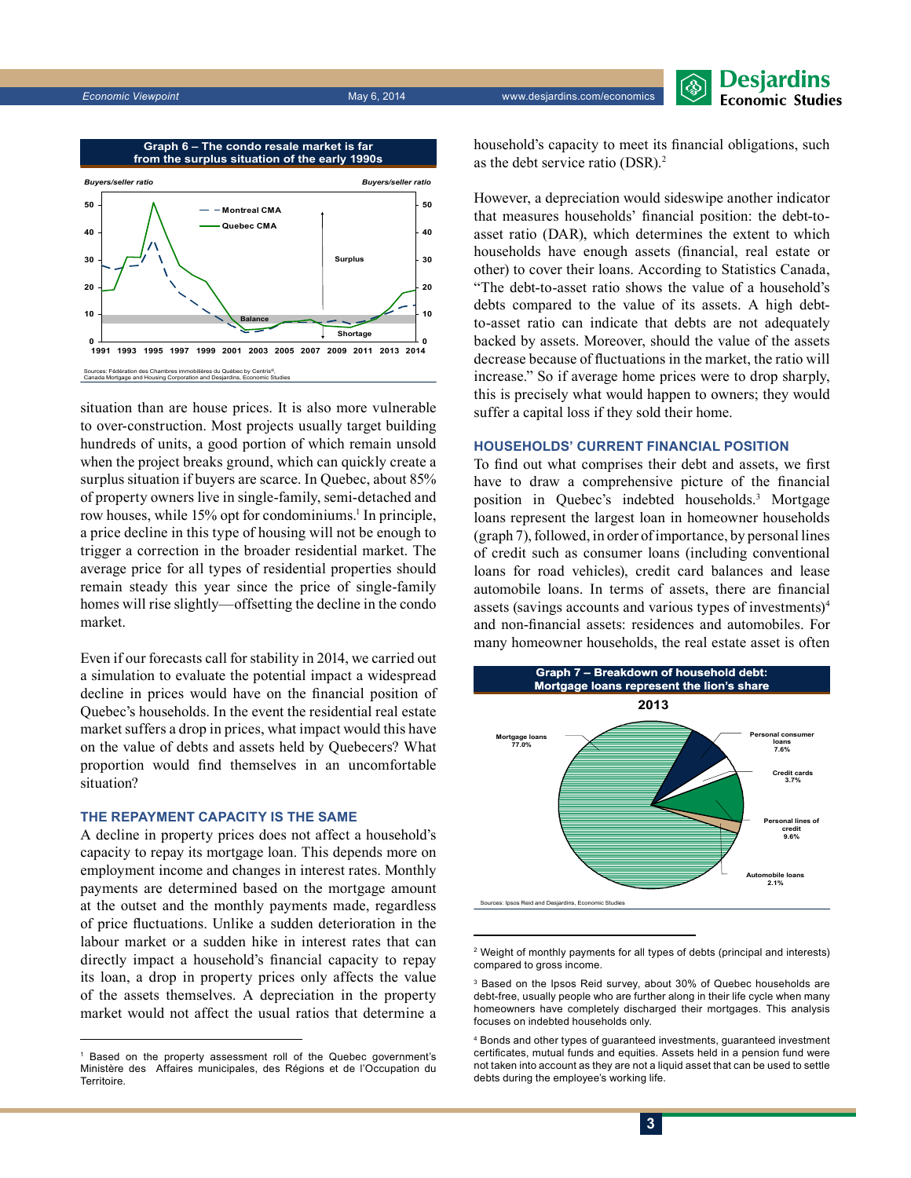**Graph 6 – The condo resale market is far from the surplus situation of the early 1990s**

Sources: Fédération des Chambres immobilières du Québec by Centris®, Canada Mortgage and Housing Corporation and Desjardins, Economic Studies

situation than are house prices. It is also more vulnerable to over-construction. Most projects usually target building hundreds of units, a good portion of which remain unsold when the project breaks ground, which can quickly create a surplus situation if buyers are scarce. In Quebec, about 85% of property owners live in single-family, semi-detached and row houses, while 15% opt for condominiums.[1] In principle, a price decline in this type of housing will not be enough to trigger a correction in the broader residential market. The average price for all types of residential properties should remain steady this year since the price of single-family homes will rise slightly—offsetting the decline in the condo market.

Even if our forecasts call for stability in 2014, we carried out a simulation to evaluate the potential impact a widespread decline in prices would have on the financial position of Quebec's households. In the event the residential real estate market suffers a drop in prices, what impact would this have on the value of debts and assets held by Quebecers? What proportion would find themselves in an uncomfortable situation?

## THE REPAYMENT CAPACITY IS THE SAME

A decline in property prices does not affect a household's capacity to repay its mortgage loan. This depends more on employment income and changes in interest rates. Monthly payments are determined based on the mortgage amount at the outset and the monthly payments made, regardless of price fluctuations. Unlike a sudden deterioration in the labour market or a sudden hike in interest rates that can directly impact a household's financial capacity to repay its loan, a drop in property prices only affects the value of the assets themselves. A depreciation in the property market would not affect the usual ratios that determine a household's capacity to meet its financial obligations, such as the debt service ratio (DSR).[2]

However, a depreciation would sideswipe another indicator that measures households' financial position: the debt-to-asset ratio (DAR), which determines the extent to which households have enough assets (financial, real estate or other) to cover their loans. According to Statistics Canada, "The debt-to-asset ratio shows the value of a household's debts compared to the value of its assets. A high debt-to-asset ratio can indicate that debts are not adequately backed by assets. Moreover, should the value of the assets decrease because of fluctuations in the market, the ratio will increase." So if average home prices were to drop sharply, this is precisely what would happen to owners; they would suffer a capital loss if they sold their home.

## HOUSEHOLDS' CURRENT FINANCIAL POSITION

To find out what comprises their debt and assets, we first have to draw a comprehensive picture of the financial position in Quebec's indebted households.[3] Mortgage loans represent the largest loan in homeowner households (graph 7), followed, in order of importance, by personal lines of credit such as consumer loans (including conventional loans for road vehicles), credit card balances and lease automobile loans. In terms of assets, there are financial assets (savings accounts and various types of investments)[4] and non-financial assets: residences and automobiles. For many homeowner households, the real estate asset is often

**Graph 7 – Breakdown of household debt: Mortgage loans represent the lion's share**

2013

| Category | Share |
|---|---|
| Mortgage loans | 77.0% |
| Personal consumer loans | 7.6% |
| Credit cards | 3.7% |
| Personal lines of credit | 9.6% |
| Automobile loans | 2.1% |

Sources: Ipsos Reid and Desjardins, Economic Studies

---

[1] Based on the property assessment roll of the Quebec government's Ministère des Affaires municipales, des Régions et de l'Occupation du Territoire.

[2] Weight of monthly payments for all types of debts (principal and interests) compared to gross income.

[3] Based on the Ipsos Reid survey, about 30% of Quebec households are debt-free, usually people who are further along in their life cycle when many homeowners have completely discharged their mortgages. This analysis focuses on indebted households only.

[4] Bonds and other types of guaranteed investments, guaranteed investment certificates, mutual funds and equities. Assets held in a pension fund were not taken into account as they are not a liquid asset that can be used to settle debts during the employee's working life.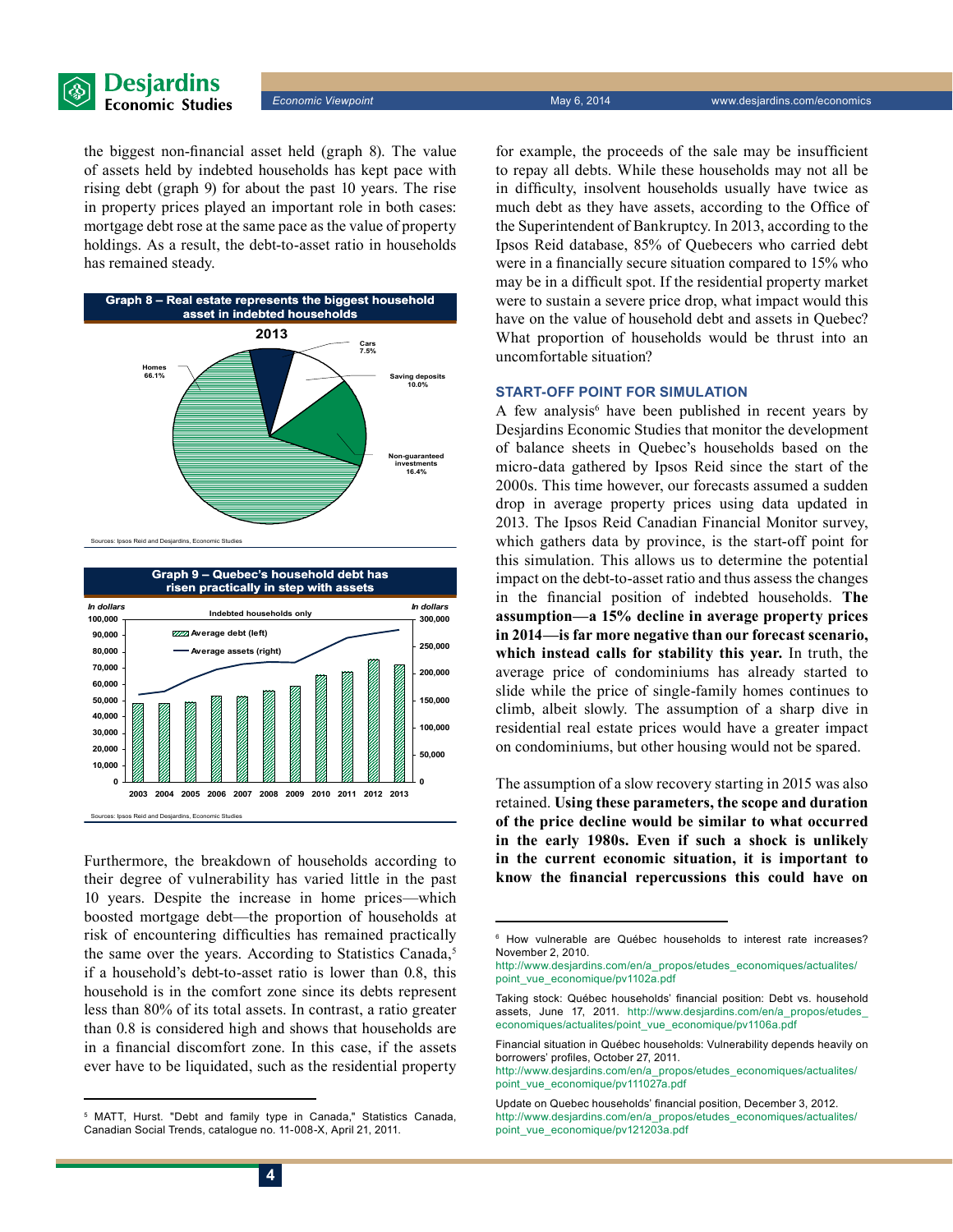the biggest non-financial asset held (graph 8). The value of assets held by indebted households has kept pace with rising debt (graph 9) for about the past 10 years. The rise in property prices played an important role in both cases: mortgage debt rose at the same pace as the value of property holdings. As a result, the debt-to-asset ratio in households has remained steady.

**Graph 8 – Real estate represents the biggest household asset in indebted households**

2013

Homes 66.1%; Cars 7.5%; Saving deposits 10.0%; Non-guaranteed investments 16.4%

Sources: Ipsos Reid and Desjardins, Economic Studies

**Graph 9 – Quebec's household debt has risen practically in step with assets**

Indebted households only

Average debt (left), in dollars; Average assets (right), in dollars

Years: 2003 2004 2005 2006 2007 2008 2009 2010 2011 2012 2013

Sources: Ipsos Reid and Desjardins, Economic Studies

Furthermore, the breakdown of households according to their degree of vulnerability has varied little in the past 10 years. Despite the increase in home prices—which boosted mortgage debt—the proportion of households at risk of encountering difficulties has remained practically the same over the years. According to Statistics Canada,[5] if a household's debt-to-asset ratio is lower than 0.8, this household is in the comfort zone since its debts represent less than 80% of its total assets. In contrast, a ratio greater than 0.8 is considered high and shows that households are in a financial discomfort zone. In this case, if the assets ever have to be liquidated, such as the residential property for example, the proceeds of the sale may be insufficient to repay all debts. While these households may not all be in difficulty, insolvent households usually have twice as much debt as they have assets, according to the Office of the Superintendent of Bankruptcy. In 2013, according to the Ipsos Reid database, 85% of Quebecers who carried debt were in a financially secure situation compared to 15% who may be in a difficult spot. If the residential property market were to sustain a severe price drop, what impact would this have on the value of household debt and assets in Quebec? What proportion of households would be thrust into an uncomfortable situation?

### START-OFF POINT FOR SIMULATION

A few analysis[6] have been published in recent years by Desjardins Economic Studies that monitor the development of balance sheets in Quebec's households based on the micro-data gathered by Ipsos Reid since the start of the 2000s. This time however, our forecasts assumed a sudden drop in average property prices using data updated in 2013. The Ipsos Reid Canadian Financial Monitor survey, which gathers data by province, is the start-off point for this simulation. This allows us to determine the potential impact on the debt-to-asset ratio and thus assess the changes in the financial position of indebted households. **The assumption—a 15% decline in average property prices in 2014—is far more negative than our forecast scenario, which instead calls for stability this year.** In truth, the average price of condominiums has already started to slide while the price of single-family homes continues to climb, albeit slowly. The assumption of a sharp dive in residential real estate prices would have a greater impact on condominiums, but other housing would not be spared.

The assumption of a slow recovery starting in 2015 was also retained. **Using these parameters, the scope and duration of the price decline would be similar to what occurred in the early 1980s. Even if such a shock is unlikely in the current economic situation, it is important to know the financial repercussions this could have on**

---

[5] MATT, Hurst. "Debt and family type in Canada," Statistics Canada, Canadian Social Trends, catalogue no. 11-008-X, April 21, 2011.

[6] How vulnerable are Québec households to interest rate increases? November 2, 2010. http://www.desjardins.com/en/a_propos/etudes_economiques/actualites/point_vue_economique/pv1102a.pdf

Taking stock: Québec households' financial position: Debt vs. household assets, June 17, 2011. http://www.desjardins.com/en/a_propos/etudes_economiques/actualites/point_vue_economique/pv1106a.pdf

Financial situation in Québec households: Vulnerability depends heavily on borrowers' profiles, October 27, 2011. http://www.desjardins.com/en/a_propos/etudes_economiques/actualites/point_vue_economique/pv111027a.pdf

Update on Quebec households' financial position, December 3, 2012. http://www.desjardins.com/en/a_propos/etudes_economiques/actualites/point_vue_economique/pv121203a.pdf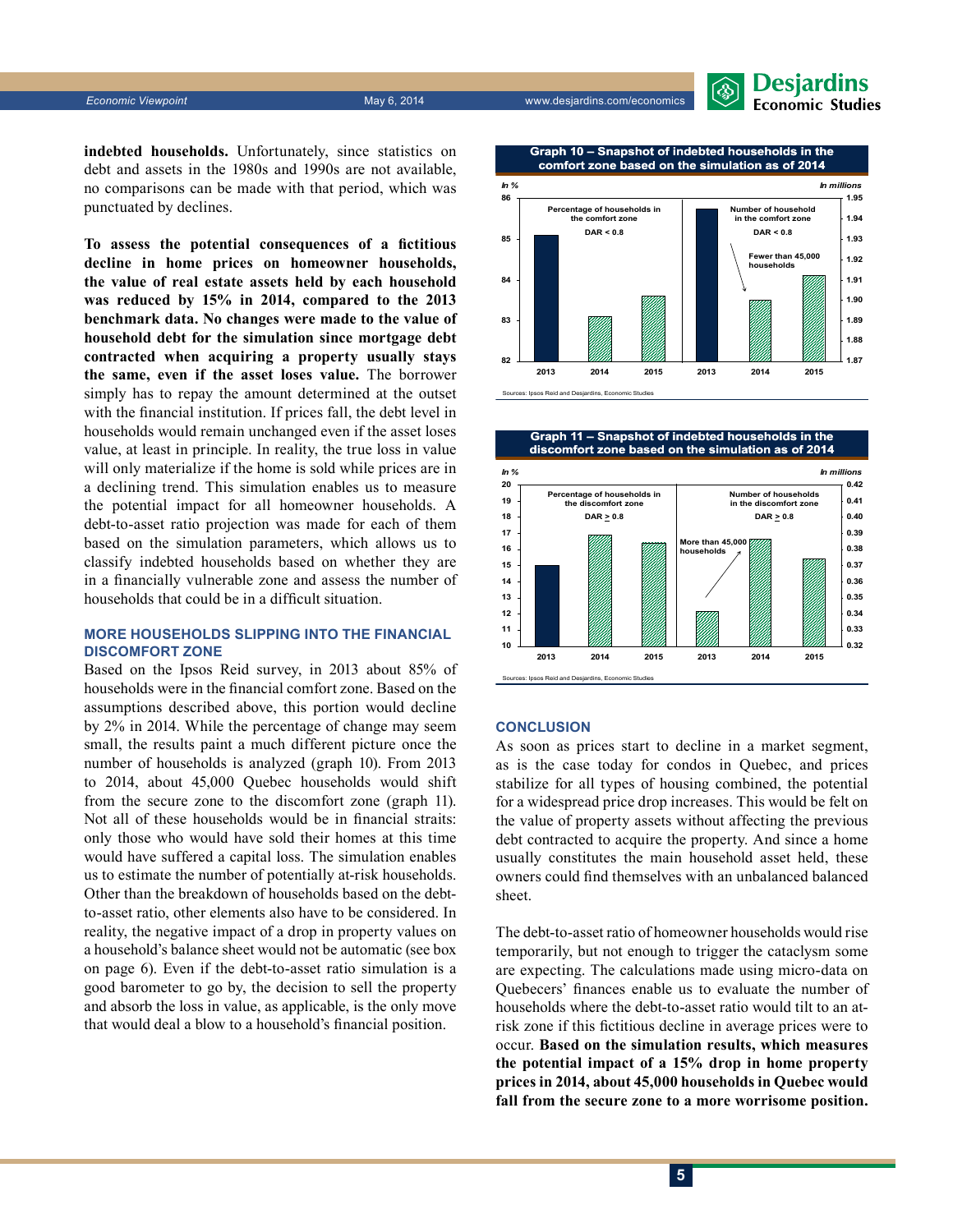**indebted households.** Unfortunately, since statistics on debt and assets in the 1980s and 1990s are not available, no comparisons can be made with that period, which was punctuated by declines.

**To assess the potential consequences of a fictitious decline in home prices on homeowner households, the value of real estate assets held by each household was reduced by 15% in 2014, compared to the 2013 benchmark data. No changes were made to the value of household debt for the simulation since mortgage debt contracted when acquiring a property usually stays the same, even if the asset loses value.** The borrower simply has to repay the amount determined at the outset with the financial institution. If prices fall, the debt level in households would remain unchanged even if the asset loses value, at least in principle. In reality, the true loss in value will only materialize if the home is sold while prices are in a declining trend. This simulation enables us to measure the potential impact for all homeowner households. A debt-to-asset ratio projection was made for each of them based on the simulation parameters, which allows us to classify indebted households based on whether they are in a financially vulnerable zone and assess the number of households that could be in a difficult situation.

## MORE HOUSEHOLDS SLIPPING INTO THE FINANCIAL DISCOMFORT ZONE

Based on the Ipsos Reid survey, in 2013 about 85% of households were in the financial comfort zone. Based on the assumptions described above, this portion would decline by 2% in 2014. While the percentage of change may seem small, the results paint a much different picture once the number of households is analyzed (graph 10). From 2013 to 2014, about 45,000 Quebec households would shift from the secure zone to the discomfort zone (graph 11). Not all of these households would be in financial straits: only those who would have sold their homes at this time would have suffered a capital loss. The simulation enables us to estimate the number of potentially at-risk households. Other than the breakdown of households based on the debt-to-asset ratio, other elements also have to be considered. In reality, the negative impact of a drop in property values on a household's balance sheet would not be automatic (see box on page 6). Even if the debt-to-asset ratio simulation is a good barometer to go by, the decision to sell the property and absorb the loss in value, as applicable, is the only move that would deal a blow to a household's financial position.

**Graph 10 – Snapshot of indebted households in the comfort zone based on the simulation as of 2014**

Left panel (In %): Percentage of households in the comfort zone, DAR < 0.8 — 2013, 2014, 2015. Right panel (In millions): Number of household in the comfort zone, DAR < 0.8 — 2013, 2014, 2015. Annotation: Fewer than 45,000 households.

Sources: Ipsos Reid and Desjardins, Economic Studies

**Graph 11 – Snapshot of indebted households in the discomfort zone based on the simulation as of 2014**

Left panel (In %): Percentage of households in the discomfort zone, DAR ≥ 0.8 — 2013, 2014, 2015. Right panel (In millions): Number of households in the discomfort zone, DAR ≥ 0.8 — 2013, 2014, 2015. Annotation: More than 45,000 households.

Sources: Ipsos Reid and Desjardins, Economic Studies

## CONCLUSION

As soon as prices start to decline in a market segment, as is the case today for condos in Quebec, and prices stabilize for all types of housing combined, the potential for a widespread price drop increases. This would be felt on the value of property assets without affecting the previous debt contracted to acquire the property. And since a home usually constitutes the main household asset held, these owners could find themselves with an unbalanced balanced sheet.

The debt-to-asset ratio of homeowner households would rise temporarily, but not enough to trigger the cataclysm some are expecting. The calculations made using micro-data on Quebecers' finances enable us to evaluate the number of households where the debt-to-asset ratio would tilt to an at-risk zone if this fictitious decline in average prices were to occur. **Based on the simulation results, which measures the potential impact of a 15% drop in home property prices in 2014, about 45,000 households in Quebec would fall from the secure zone to a more worrisome position.**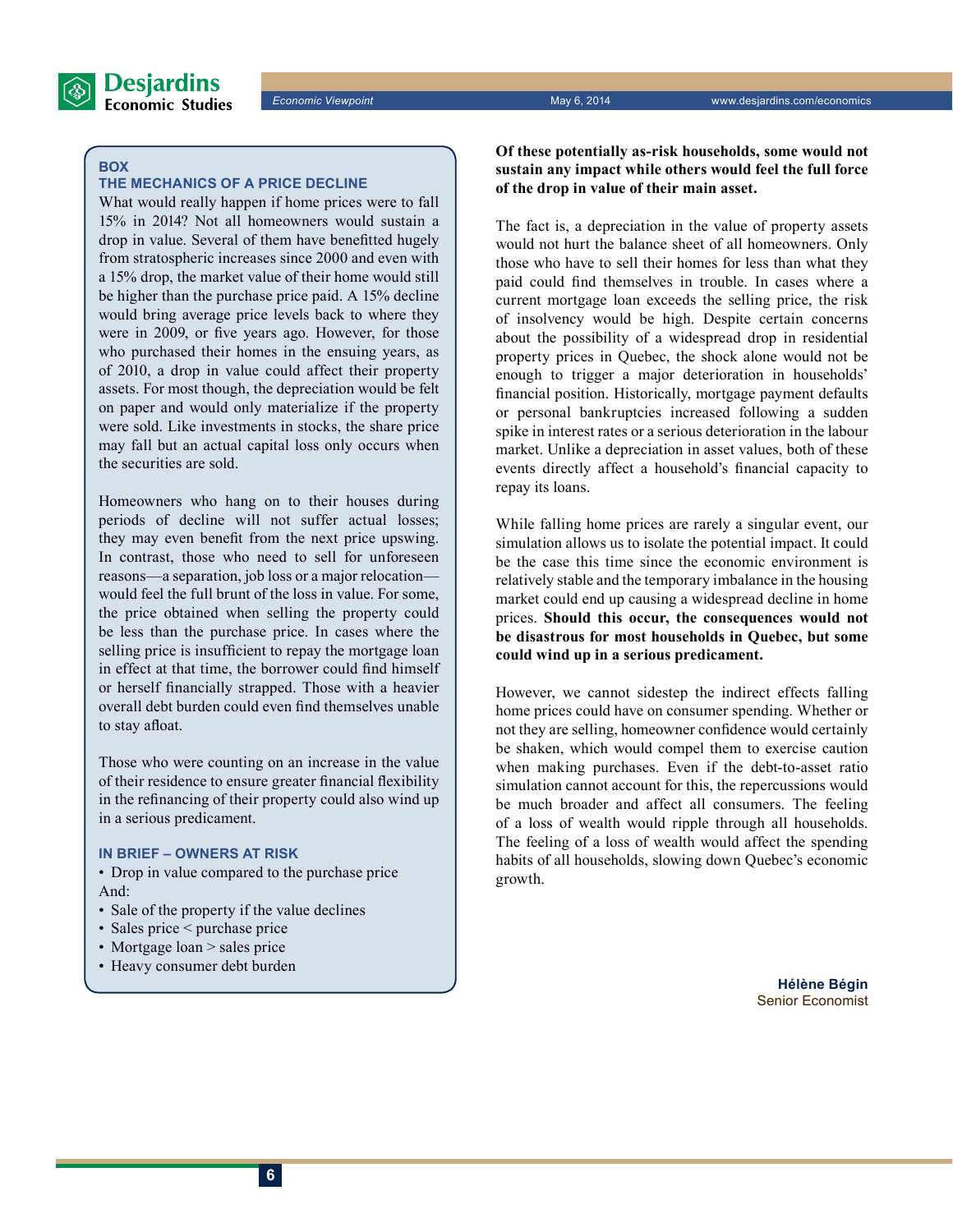## BOX
## THE MECHANICS OF A PRICE DECLINE

What would really happen if home prices were to fall 15% in 2014? Not all homeowners would sustain a drop in value. Several of them have benefitted hugely from stratospheric increases since 2000 and even with a 15% drop, the market value of their home would still be higher than the purchase price paid. A 15% decline would bring average price levels back to where they were in 2009, or five years ago. However, for those who purchased their homes in the ensuing years, as of 2010, a drop in value could affect their property assets. For most though, the depreciation would be felt on paper and would only materialize if the property were sold. Like investments in stocks, the share price may fall but an actual capital loss only occurs when the securities are sold.

Homeowners who hang on to their houses during periods of decline will not suffer actual losses; they may even benefit from the next price upswing. In contrast, those who need to sell for unforeseen reasons—a separation, job loss or a major relocation—would feel the full brunt of the loss in value. For some, the price obtained when selling the property could be less than the purchase price. In cases where the selling price is insufficient to repay the mortgage loan in effect at that time, the borrower could find himself or herself financially strapped. Those with a heavier overall debt burden could even find themselves unable to stay afloat.

Those who were counting on an increase in the value of their residence to ensure greater financial flexibility in the refinancing of their property could also wind up in a serious predicament.

### IN BRIEF – OWNERS AT RISK

- Drop in value compared to the purchase price

And:

- Sale of the property if the value declines
- Sales price < purchase price
- Mortgage loan > sales price
- Heavy consumer debt burden

**Of these potentially as-risk households, some would not sustain any impact while others would feel the full force of the drop in value of their main asset.**

The fact is, a depreciation in the value of property assets would not hurt the balance sheet of all homeowners. Only those who have to sell their homes for less than what they paid could find themselves in trouble. In cases where a current mortgage loan exceeds the selling price, the risk of insolvency would be high. Despite certain concerns about the possibility of a widespread drop in residential property prices in Quebec, the shock alone would not be enough to trigger a major deterioration in households' financial position. Historically, mortgage payment defaults or personal bankruptcies increased following a sudden spike in interest rates or a serious deterioration in the labour market. Unlike a depreciation in asset values, both of these events directly affect a household's financial capacity to repay its loans.

While falling home prices are rarely a singular event, our simulation allows us to isolate the potential impact. It could be the case this time since the economic environment is relatively stable and the temporary imbalance in the housing market could end up causing a widespread decline in home prices. **Should this occur, the consequences would not be disastrous for most households in Quebec, but some could wind up in a serious predicament.**

However, we cannot sidestep the indirect effects falling home prices could have on consumer spending. Whether or not they are selling, homeowner confidence would certainly be shaken, which would compel them to exercise caution when making purchases. Even if the debt-to-asset ratio simulation cannot account for this, the repercussions would be much broader and affect all consumers. The feeling of a loss of wealth would ripple through all households. The feeling of a loss of wealth would affect the spending habits of all households, slowing down Quebec's economic growth.

**Hélène Bégin**
Senior Economist